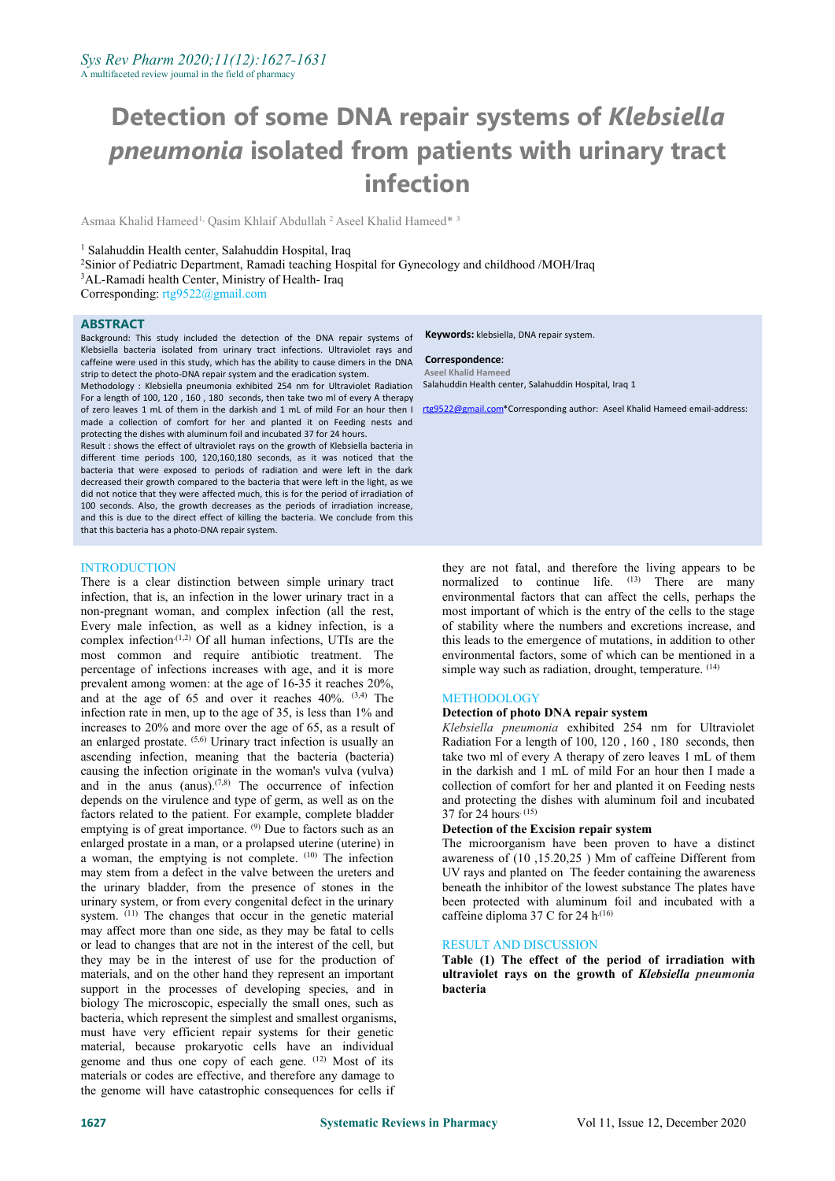# Detection of some DNA repair systems of *Klebsiella pneumonia* isolated from patients with urinary tract infection

Asmaa Khalid Hameed[1], Qasim Khlaif Abdullah [2] Aseel Khalid Hameed* [3]

[1] Salahuddin Health center, Salahuddin Hospital, Iraq
[2] Sinior of Pediatric Department, Ramadi teaching Hospital for Gynecology and childhood /MOH/Iraq
[3] AL-Ramadi health Center, Ministry of Health- Iraq
Corresponding: rtg9522@gmail.com

## ABSTRACT

Background: This study included the detection of the DNA repair systems of Klebsiella bacteria isolated from urinary tract infections. Ultraviolet rays and caffeine were used in this study, which has the ability to cause dimers in the DNA strip to detect the photo-DNA repair system and the eradication system.
Methodology : Klebsiella pneumonia exhibited 254 nm for Ultraviolet Radiation For a length of 100, 120 , 160 , 180 seconds, then take two ml of every A therapy of zero leaves 1 mL of them in the darkish and 1 mL of mild For an hour then I made a collection of comfort for her and planted it on Feeding nests and protecting the dishes with aluminum foil and incubated 37 for 24 hours.
Result : shows the effect of ultraviolet rays on the growth of Klebsiella bacteria in different time periods 100, 120,160,180 seconds, as it was noticed that the bacteria that were exposed to periods of radiation and were left in the dark decreased their growth compared to the bacteria that were left in the light, as we did not notice that they were affected much, this is for the period of irradiation of 100 seconds. Also, the growth decreases as the periods of irradiation increase, and this is due to the direct effect of killing the bacteria. We conclude from this that this bacteria has a photo-DNA repair system.

**Keywords:** klebsiella, DNA repair system.

**Correspondence**:
Aseel Khalid Hameed
Salahuddin Health center, Salahuddin Hospital, Iraq 1

rtg9522@gmail.com*Corresponding author: Aseel Khalid Hameed email-address:

## INTRODUCTION

There is a clear distinction between simple urinary tract infection, that is, an infection in the lower urinary tract in a non-pregnant woman, and complex infection (all the rest, Every male infection, as well as a kidney infection, is a complex infection[1,2] Of all human infections, UTIs are the most common and require antibiotic treatment. The percentage of infections increases with age, and it is more prevalent among women: at the age of 16-35 it reaches 20%, and at the age of 65 and over it reaches 40%. [3,4] The infection rate in men, up to the age of 35, is less than 1% and increases to 20% and more over the age of 65, as a result of an enlarged prostate. [5,6] Urinary tract infection is usually an ascending infection, meaning that the bacteria (bacteria) causing the infection originate in the woman's vulva (vulva) and in the anus (anus).[7,8] The occurrence of infection depends on the virulence and type of germ, as well as on the factors related to the patient. For example, complete bladder emptying is of great importance. [9] Due to factors such as an enlarged prostate in a man, or a prolapsed uterine (uterine) in a woman, the emptying is not complete. [10] The infection may stem from a defect in the valve between the ureters and the urinary bladder, from the presence of stones in the urinary system, or from every congenital defect in the urinary system. [11] The changes that occur in the genetic material may affect more than one side, as they may be fatal to cells or lead to changes that are not in the interest of the cell, but they may be in the interest of use for the production of materials, and on the other hand they represent an important support in the processes of developing species, and in biology The microscopic, especially the small ones, such as bacteria, which represent the simplest and smallest organisms, must have very efficient repair systems for their genetic material, because prokaryotic cells have an individual genome and thus one copy of each gene. [12] Most of its materials or codes are effective, and therefore any damage to the genome will have catastrophic consequences for cells if they are not fatal, and therefore the living appears to be normalized to continue life. [13] There are many environmental factors that can affect the cells, perhaps the most important of which is the entry of the cells to the stage of stability where the numbers and excretions increase, and this leads to the emergence of mutations, in addition to other environmental factors, some of which can be mentioned in a simple way such as radiation, drought, temperature. [14]

## METHODOLOGY

### Detection of photo DNA repair system

*Klebsiella pneumonia* exhibited 254 nm for Ultraviolet Radiation For a length of 100, 120 , 160 , 180 seconds, then take two ml of every A therapy of zero leaves 1 mL of them in the darkish and 1 mL of mild For an hour then I made a collection of comfort for her and planted it on Feeding nests and protecting the dishes with aluminum foil and incubated 37 for 24 hours. [15]

### Detection of the Excision repair system

The microorganism have been proven to have a distinct awareness of (10 ,15.20,25 ) Mm of caffeine Different from UV rays and planted on The feeder containing the awareness beneath the inhibitor of the lowest substance The plates have been protected with aluminum foil and incubated with a caffeine diploma 37 C for 24 h[16]

## RESULT AND DISCUSSION

**Table (1) The effect of the period of irradiation with ultraviolet rays on the growth of *Klebsiella pneumonia* bacteria**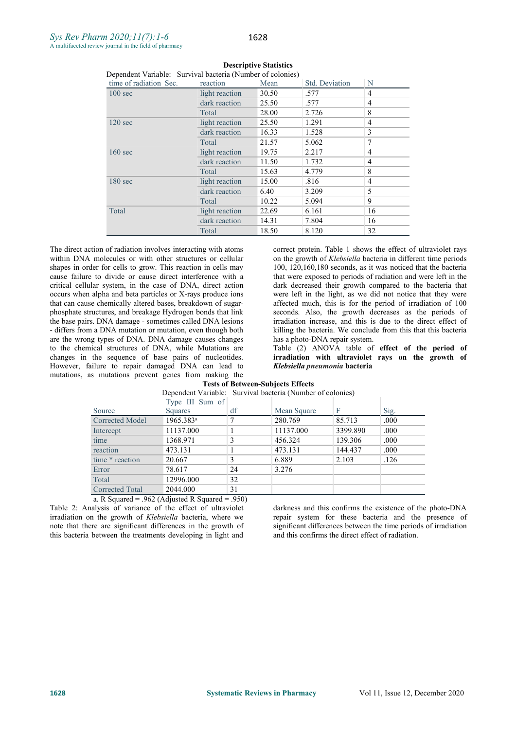**Descriptive Statistics**

Dependent Variable: Survival bacteria (Number of colonies)

| time of radiation Sec. | reaction | Mean | Std. Deviation | N |
|---|---|---|---|---|
| 100 sec | light reaction | 30.50 | .577 | 4 |
| | dark reaction | 25.50 | .577 | 4 |
| | Total | 28.00 | 2.726 | 8 |
| 120 sec | light reaction | 25.50 | 1.291 | 4 |
| | dark reaction | 16.33 | 1.528 | 3 |
| | Total | 21.57 | 5.062 | 7 |
| 160 sec | light reaction | 19.75 | 2.217 | 4 |
| | dark reaction | 11.50 | 1.732 | 4 |
| | Total | 15.63 | 4.779 | 8 |
| 180 sec | light reaction | 15.00 | .816 | 4 |
| | dark reaction | 6.40 | 3.209 | 5 |
| | Total | 10.22 | 5.094 | 9 |
| Total | light reaction | 22.69 | 6.161 | 16 |
| | dark reaction | 14.31 | 7.804 | 16 |
| | Total | 18.50 | 8.120 | 32 |

The direct action of radiation involves interacting with atoms within DNA molecules or with other structures or cellular shapes in order for cells to grow. This reaction in cells may cause failure to divide or cause direct interference with a critical cellular system, in the case of DNA, direct action occurs when alpha and beta particles or X-rays produce ions that can cause chemically altered bases, breakdown of sugar-phosphate structures, and breakage Hydrogen bonds that link the base pairs. DNA damage - sometimes called DNA lesions - differs from a DNA mutation or mutation, even though both are the wrong types of DNA. DNA damage causes changes to the chemical structures of DNA, while Mutations are changes in the sequence of base pairs of nucleotides. However, failure to repair damaged DNA can lead to mutations, as mutations prevent genes from making the correct protein. Table 1 shows the effect of ultraviolet rays on the growth of *Klebsiella* bacteria in different time periods 100, 120,160,180 seconds, as it was noticed that the bacteria that were exposed to periods of radiation and were left in the dark decreased their growth compared to the bacteria that were left in the light, as we did not notice that they were affected much, this is for the period of irradiation of 100 seconds. Also, the growth decreases as the periods of irradiation increase, and this is due to the direct effect of killing the bacteria. We conclude from this that this bacteria has a photo-DNA repair system.

Table (2) ANOVA table of **effect of the period of irradiation with ultraviolet rays on the growth of *Klebsiella pneumonia* bacteria**

**Tests of Between-Subjects Effects**

Dependent Variable: Survival bacteria (Number of colonies)

| Source | Type III Sum of Squares | df | Mean Square | F | Sig. |
|---|---|---|---|---|---|
| Corrected Model | 1965.383[a] | 7 | 280.769 | 85.713 | .000 |
| Intercept | 11137.000 | 1 | 11137.000 | 3399.890 | .000 |
| time | 1368.971 | 3 | 456.324 | 139.306 | .000 |
| reaction | 473.131 | 1 | 473.131 | 144.437 | .000 |
| time * reaction | 20.667 | 3 | 6.889 | 2.103 | .126 |
| Error | 78.617 | 24 | 3.276 | | |
| Total | 12996.000 | 32 | | | |
| Corrected Total | 2044.000 | 31 | | | |

a. R Squared = .962 (Adjusted R Squared = .950)

Table 2: Analysis of variance of the effect of ultraviolet irradiation on the growth of *Klebsiella* bacteria, where we note that there are significant differences in the growth of this bacteria between the treatments developing in light and darkness and this confirms the existence of the photo-DNA repair system for these bacteria and the presence of significant differences between the time periods of irradiation and this confirms the direct effect of radiation.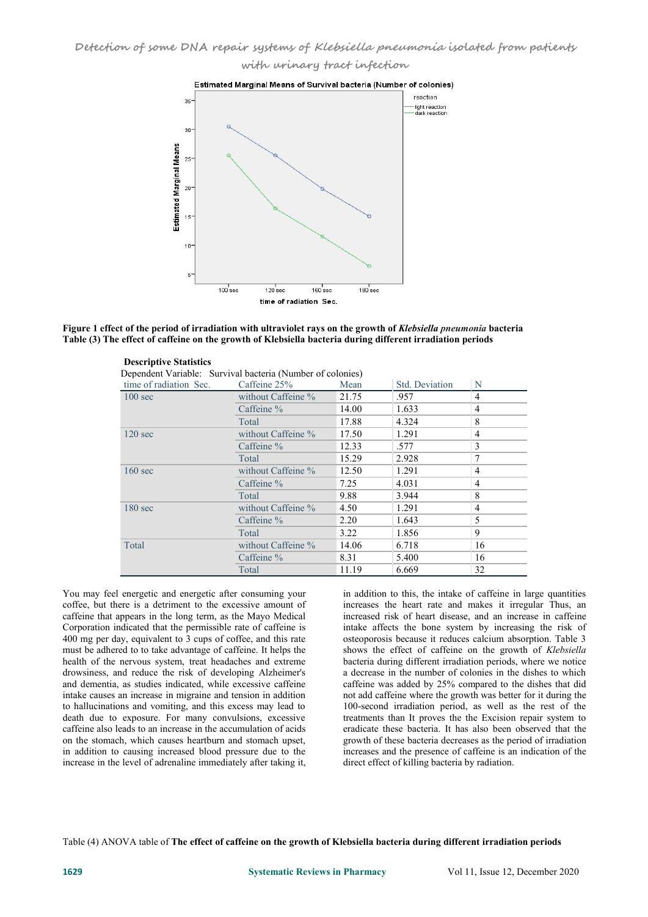Estimated Marginal Means of Survival bacteria (Number of colonies)

**Figure 1 effect of the period of irradiation with ultraviolet rays on the growth of *Klebsiella pneumonia* bacteria**

**Table (3) The effect of caffeine on the growth of Klebsiella bacteria during different irradiation periods**

**Descriptive Statistics**

Dependent Variable: Survival bacteria (Number of colonies)

| time of radiation Sec. | Caffeine 25% | Mean | Std. Deviation | N |
|---|---|---|---|---|
| 100 sec | without Caffeine % | 21.75 | .957 | 4 |
| | Caffeine % | 14.00 | 1.633 | 4 |
| | Total | 17.88 | 4.324 | 8 |
| 120 sec | without Caffeine % | 17.50 | 1.291 | 4 |
| | Caffeine % | 12.33 | .577 | 3 |
| | Total | 15.29 | 2.928 | 7 |
| 160 sec | without Caffeine % | 12.50 | 1.291 | 4 |
| | Caffeine % | 7.25 | 4.031 | 4 |
| | Total | 9.88 | 3.944 | 8 |
| 180 sec | without Caffeine % | 4.50 | 1.291 | 4 |
| | Caffeine % | 2.20 | 1.643 | 5 |
| | Total | 3.22 | 1.856 | 9 |
| Total | without Caffeine % | 14.06 | 6.718 | 16 |
| | Caffeine % | 8.31 | 5.400 | 16 |
| | Total | 11.19 | 6.669 | 32 |

You may feel energetic and energetic after consuming your coffee, but there is a detriment to the excessive amount of caffeine that appears in the long term, as the Mayo Medical Corporation indicated that the permissible rate of caffeine is 400 mg per day, equivalent to 3 cups of coffee, and this rate must be adhered to to take advantage of caffeine. It helps the health of the nervous system, treat headaches and extreme drowsiness, and reduce the risk of developing Alzheimer's and dementia, as studies indicated, while excessive caffeine intake causes an increase in migraine and tension in addition to hallucinations and vomiting, and this excess may lead to death due to exposure. For many convulsions, excessive caffeine also leads to an increase in the accumulation of acids on the stomach, which causes heartburn and stomach upset, in addition to causing increased blood pressure due to the increase in the level of adrenaline immediately after taking it, in addition to this, the intake of caffeine in large quantities increases the heart rate and makes it irregular Thus, an increased risk of heart disease, and an increase in caffeine intake affects the bone system by increasing the risk of osteoporosis because it reduces calcium absorption. Table 3 shows the effect of caffeine on the growth of *Klebsiella* bacteria during different irradiation periods, where we notice a decrease in the number of colonies in the dishes to which caffeine was added by 25% compared to the dishes that did not add caffeine where the growth was better for it during the 100-second irradiation period, as well as the rest of the treatments than It proves the the Excision repair system to eradicate these bacteria. It has also been observed that the growth of these bacteria decreases as the period of irradiation increases and the presence of caffeine is an indication of the direct effect of killing bacteria by radiation.

Table (4) ANOVA table of **The effect of caffeine on the growth of Klebsiella bacteria during different irradiation periods**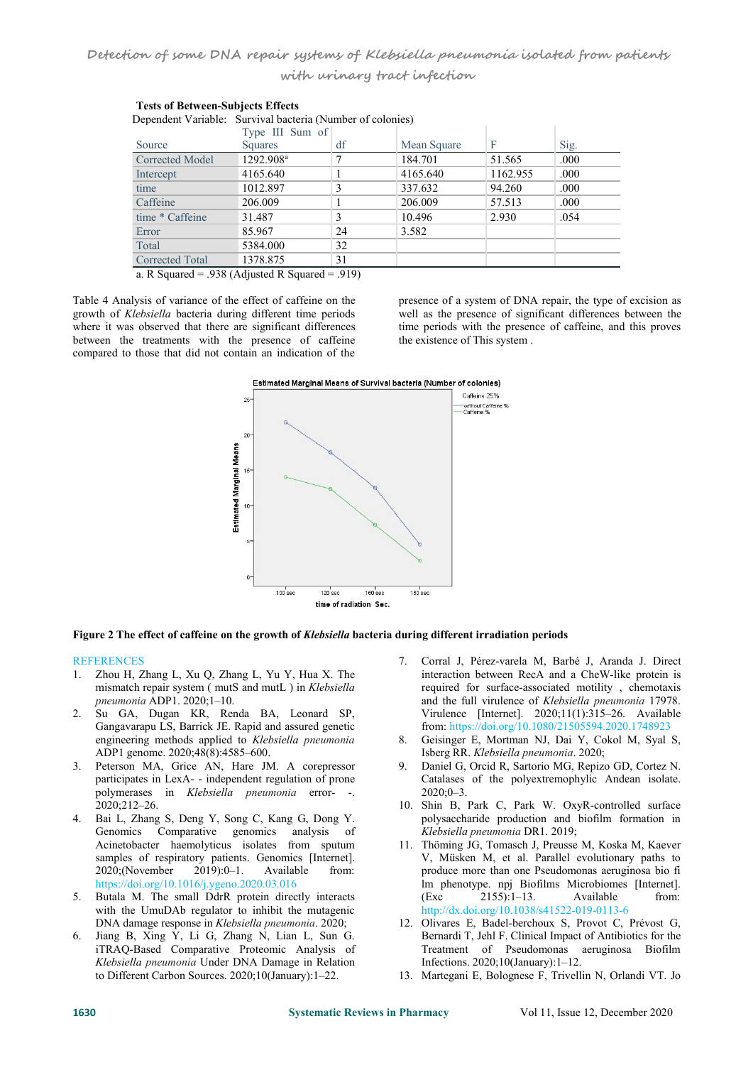**Tests of Between-Subjects Effects**

Dependent Variable: Survival bacteria (Number of colonies)

| Source | Type III Sum of Squares | df | Mean Square | F | Sig. |
|---|---|---|---|---|---|
| Corrected Model | 1292.908[a] | 7 | 184.701 | 51.565 | .000 |
| Intercept | 4165.640 | 1 | 4165.640 | 1162.955 | .000 |
| time | 1012.897 | 3 | 337.632 | 94.260 | .000 |
| Caffeine | 206.009 | 1 | 206.009 | 57.513 | .000 |
| time * Caffeine | 31.487 | 3 | 10.496 | 2.930 | .054 |
| Error | 85.967 | 24 | 3.582 | | |
| Total | 5384.000 | 32 | | | |
| Corrected Total | 1378.875 | 31 | | | |

a. R Squared = .938 (Adjusted R Squared = .919)

Table 4 Analysis of variance of the effect of caffeine on the growth of *Klebsiella* bacteria during different time periods where it was observed that there are significant differences between the treatments with the presence of caffeine compared to those that did not contain an indication of the presence of a system of DNA repair, the type of excision as well as the presence of significant differences between the time periods with the presence of caffeine, and this proves the existence of This system .

**Figure 2 The effect of caffeine on the growth of *Klebsiella* bacteria during different irradiation periods**

## REFERENCES

1. Zhou H, Zhang L, Xu Q, Zhang L, Yu Y, Hua X. The mismatch repair system ( mutS and mutL ) in *Klebsiella pneumonia* ADP1. 2020;1–10.
2. Su GA, Dugan KR, Renda BA, Leonard SP, Gangavarapu LS, Barrick JE. Rapid and assured genetic engineering methods applied to *Klebsiella pneumonia* ADP1 genome. 2020;48(8):4585–600.
3. Peterson MA, Grice AN, Hare JM. A corepressor participates in LexA- - independent regulation of prone polymerases in *Klebsiella pneumonia* error- -. 2020;212–26.
4. Bai L, Zhang S, Deng Y, Song C, Kang G, Dong Y. Genomics Comparative genomics analysis of Acinetobacter haemolyticus isolates from sputum samples of respiratory patients. Genomics [Internet]. 2020;(November 2019):0–1. Available from: https://doi.org/10.1016/j.ygeno.2020.03.016
5. Butala M. The small DdrR protein directly interacts with the UmuDAb regulator to inhibit the mutagenic DNA damage response in *Klebsiella pneumonia*. 2020;
6. Jiang B, Xing Y, Li G, Zhang N, Lian L, Sun G. iTRAQ-Based Comparative Proteomic Analysis of *Klebsiella pneumonia* Under DNA Damage in Relation to Different Carbon Sources. 2020;10(January):1–22.
7. Corral J, Pérez-varela M, Barbé J, Aranda J. Direct interaction between RecA and a CheW-like protein is required for surface-associated motility , chemotaxis and the full virulence of *Klebsiella pneumonia* 17978. Virulence [Internet]. 2020;11(1):315–26. Available from: https://doi.org/10.1080/21505594.2020.1748923
8. Geisinger E, Mortman NJ, Dai Y, Cokol M, Syal S, Isberg RR. *Klebsiella pneumonia*. 2020;
9. Daniel G, Orcid R, Sartorio MG, Repizo GD, Cortez N. Catalases of the polyextremophylic Andean isolate. 2020;0–3.
10. Shin B, Park C, Park W. OxyR-controlled surface polysaccharide production and biofilm formation in *Klebsiella pneumonia* DR1. 2019;
11. Thöming JG, Tomasch J, Preusse M, Koska M, Kaever V, Müsken M, et al. Parallel evolutionary paths to produce more than one Pseudomonas aeruginosa bio fi lm phenotype. npj Biofilms Microbiomes [Internet]. (Exc 2155):1–13. Available from: http://dx.doi.org/10.1038/s41522-019-0113-6
12. Olivares E, Badel-berchoux S, Provot C, Prévost G, Bernardi T, Jehl F. Clinical Impact of Antibiotics for the Treatment of Pseudomonas aeruginosa Biofilm Infections. 2020;10(January):1–12.
13. Martegani E, Bolognese F, Trivellin N, Orlandi VT. Jo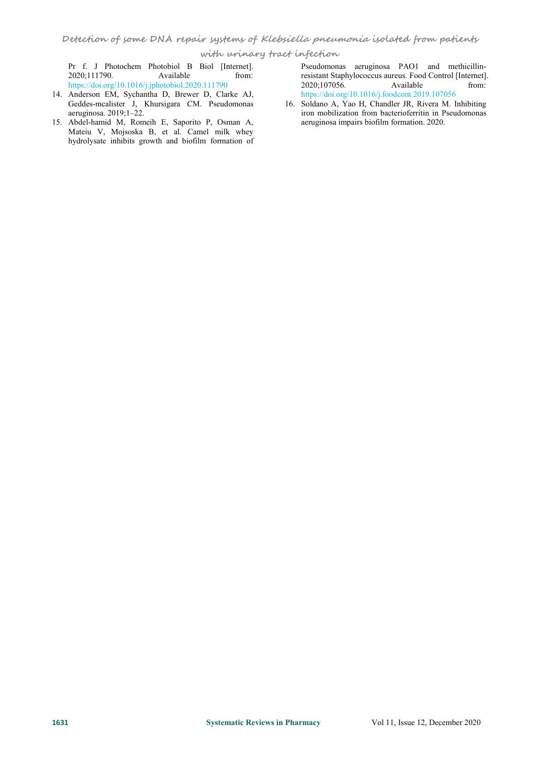Pr f. J Photochem Photobiol B Biol [Internet]. 2020;111790. Available from: https://doi.org/10.1016/j.jphotobiol.2020.111790

14. Anderson EM, Sychantha D, Brewer D, Clarke AJ, Geddes-mcalister J, Khursigara CM. Pseudomonas aeruginosa. 2019;1–22.
15. Abdel-hamid M, Romeih E, Saporito P, Osman A, Mateiu V, Mojsoska B, et al. Camel milk whey hydrolysate inhibits growth and biofilm formation of Pseudomonas aeruginosa PAO1 and methicillin-resistant Staphylococcus aureus. Food Control [Internet]. 2020;107056. Available from: https://doi.org/10.1016/j.foodcont.2019.107056
16. Soldano A, Yao H, Chandler JR, Rivera M. Inhibiting iron mobilization from bacterioferritin in Pseudomonas aeruginosa impairs biofilm formation. 2020.